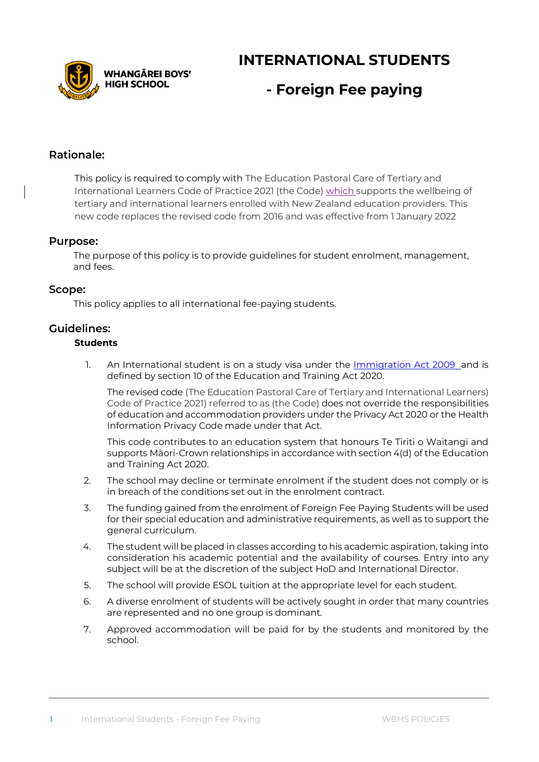WHANGĀREI BOYS' HIGH SCHOOL

# INTERNATIONAL STUDENTS

# - Foreign Fee paying

## Rationale:

This policy is required to comply with The Education Pastoral Care of Tertiary and International Learners Code of Practice 2021 (the Code) which supports the wellbeing of tertiary and international learners enrolled with New Zealand education providers. This new code replaces the revised code from 2016 and was effective from 1 January 2022

## Purpose:

The purpose of this policy is to provide guidelines for student enrolment, management, and fees.

## Scope:

This policy applies to all international fee-paying students.

## Guidelines:

### Students

1. An International student is on a study visa under the Immigration Act 2009 and is defined by section 10 of the Education and Training Act 2020.

   The revised code (The Education Pastoral Care of Tertiary and International Learners) Code of Practice 2021) referred to as (the Code) does not override the responsibilities of education and accommodation providers under the Privacy Act 2020 or the Health Information Privacy Code made under that Act.

   This code contributes to an education system that honours Te Tiriti o Waitangi and supports Māori-Crown relationships in accordance with section 4(d) of the Education and Training Act 2020.

2. The school may decline or terminate enrolment if the student does not comply or is in breach of the conditions set out in the enrolment contract.
3. The funding gained from the enrolment of Foreign Fee Paying Students will be used for their special education and administrative requirements, as well as to support the general curriculum.
4. The student will be placed in classes according to his academic aspiration, taking into consideration his academic potential and the availability of courses. Entry into any subject will be at the discretion of the subject HoD and International Director.
5. The school will provide ESOL tuition at the appropriate level for each student.
6. A diverse enrolment of students will be actively sought in order that many countries are represented and no one group is dominant.
7. Approved accommodation will be paid for by the students and monitored by the school.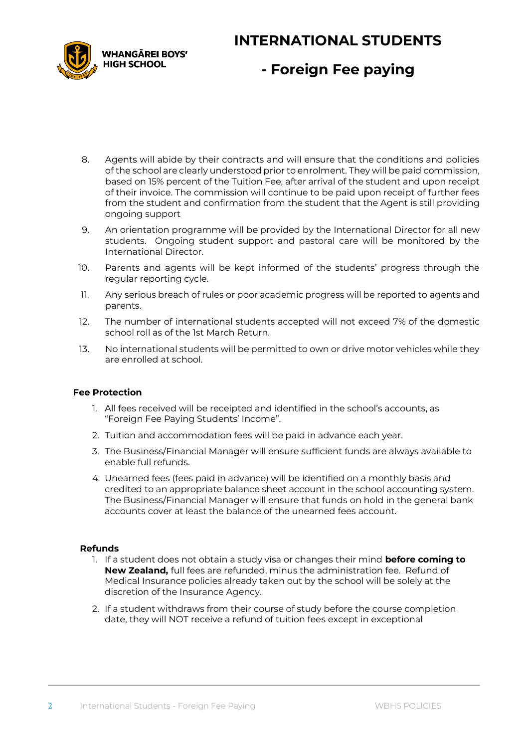8. Agents will abide by their contracts and will ensure that the conditions and policies of the school are clearly understood prior to enrolment. They will be paid commission, based on 15% percent of the Tuition Fee, after arrival of the student and upon receipt of their invoice. The commission will continue to be paid upon receipt of further fees from the student and confirmation from the student that the Agent is still providing ongoing support

9. An orientation programme will be provided by the International Director for all new students. Ongoing student support and pastoral care will be monitored by the International Director.

10. Parents and agents will be kept informed of the students' progress through the regular reporting cycle.

11. Any serious breach of rules or poor academic progress will be reported to agents and parents.

12. The number of international students accepted will not exceed 7% of the domestic school roll as of the 1st March Return.

13. No international students will be permitted to own or drive motor vehicles while they are enrolled at school.

**Fee Protection**

1. All fees received will be receipted and identified in the school's accounts, as "Foreign Fee Paying Students' Income".
2. Tuition and accommodation fees will be paid in advance each year.
3. The Business/Financial Manager will ensure sufficient funds are always available to enable full refunds.
4. Unearned fees (fees paid in advance) will be identified on a monthly basis and credited to an appropriate balance sheet account in the school accounting system. The Business/Financial Manager will ensure that funds on hold in the general bank accounts cover at least the balance of the unearned fees account.

**Refunds**

1. If a student does not obtain a study visa or changes their mind **before coming to New Zealand,** full fees are refunded, minus the administration fee. Refund of Medical Insurance policies already taken out by the school will be solely at the discretion of the Insurance Agency.
2. If a student withdraws from their course of study before the course completion date, they will NOT receive a refund of tuition fees except in exceptional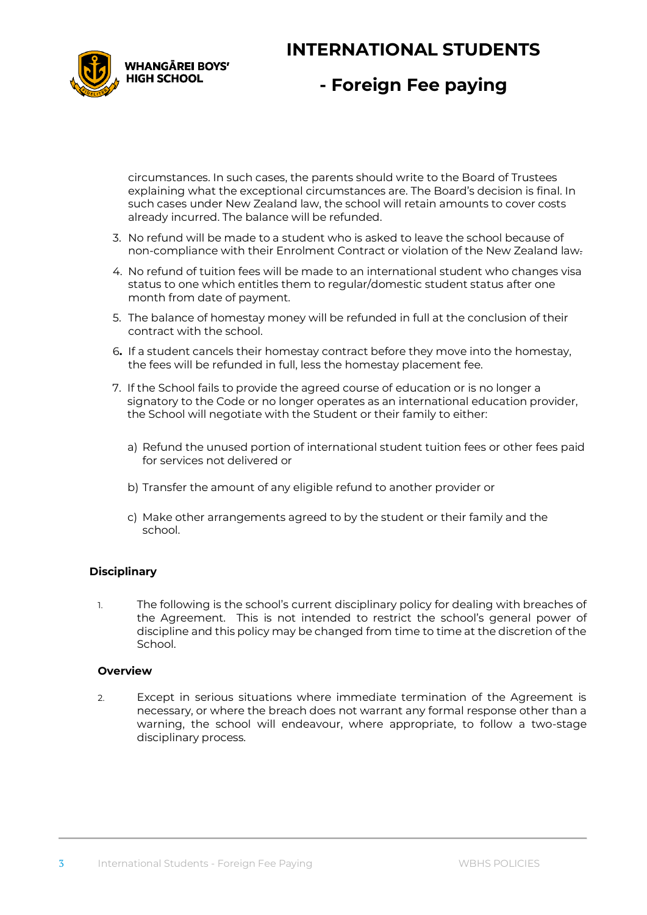circumstances. In such cases, the parents should write to the Board of Trustees explaining what the exceptional circumstances are. The Board's decision is final. In such cases under New Zealand law, the school will retain amounts to cover costs already incurred. The balance will be refunded.

3. No refund will be made to a student who is asked to leave the school because of non-compliance with their Enrolment Contract or violation of the New Zealand law.
4. No refund of tuition fees will be made to an international student who changes visa status to one which entitles them to regular/domestic student status after one month from date of payment.
5. The balance of homestay money will be refunded in full at the conclusion of their contract with the school.
6. If a student cancels their homestay contract before they move into the homestay, the fees will be refunded in full, less the homestay placement fee.
7. If the School fails to provide the agreed course of education or is no longer a signatory to the Code or no longer operates as an international education provider, the School will negotiate with the Student or their family to either:

   a) Refund the unused portion of international student tuition fees or other fees paid for services not delivered or

   b) Transfer the amount of any eligible refund to another provider or

   c) Make other arrangements agreed to by the student or their family and the school.

**Disciplinary**

1. The following is the school's current disciplinary policy for dealing with breaches of the Agreement. This is not intended to restrict the school's general power of discipline and this policy may be changed from time to time at the discretion of the School.

**Overview**

2. Except in serious situations where immediate termination of the Agreement is necessary, or where the breach does not warrant any formal response other than a warning, the school will endeavour, where appropriate, to follow a two-stage disciplinary process.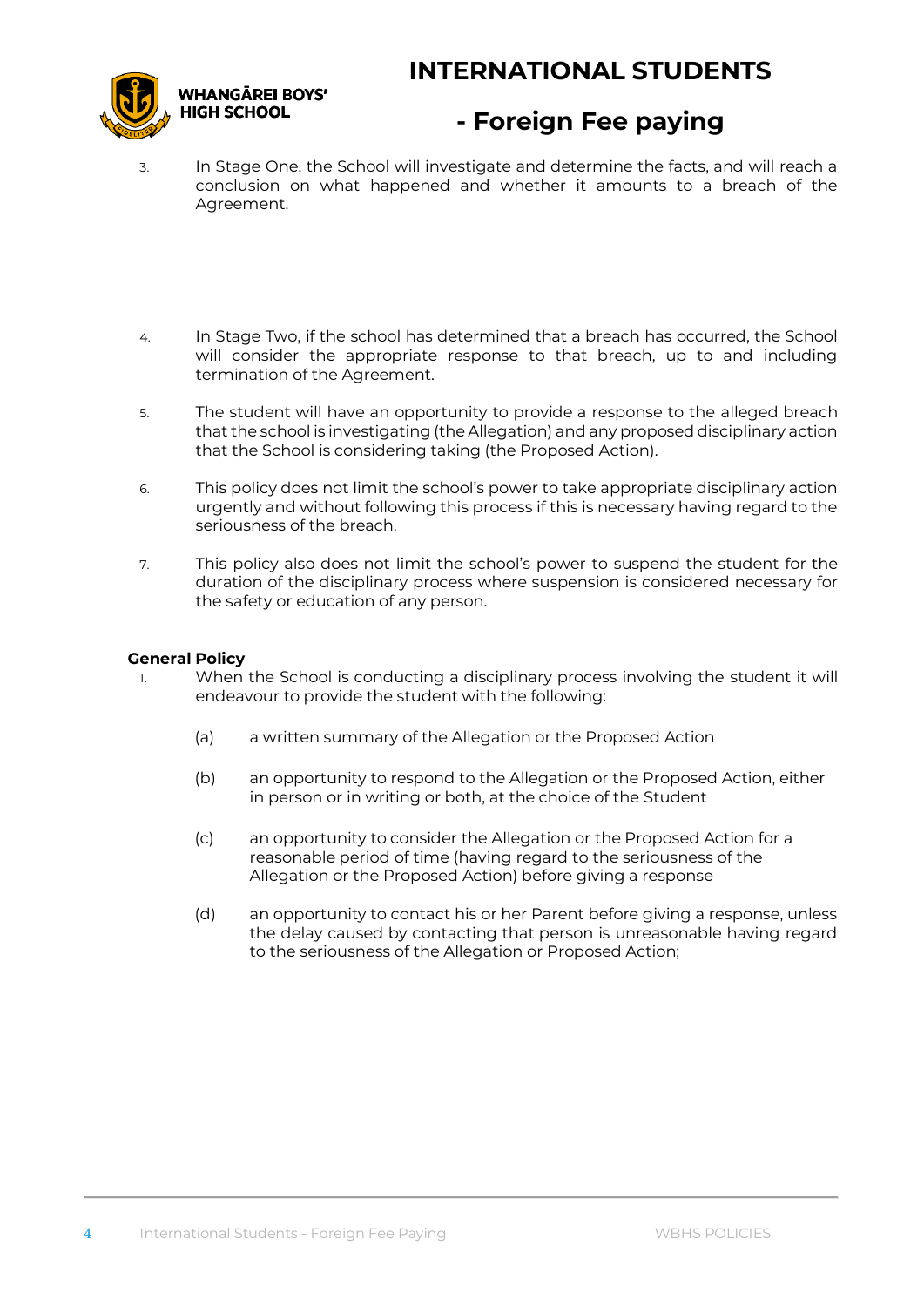3. In Stage One, the School will investigate and determine the facts, and will reach a conclusion on what happened and whether it amounts to a breach of the Agreement.

4. In Stage Two, if the school has determined that a breach has occurred, the School will consider the appropriate response to that breach, up to and including termination of the Agreement.

5. The student will have an opportunity to provide a response to the alleged breach that the school is investigating (the Allegation) and any proposed disciplinary action that the School is considering taking (the Proposed Action).

6. This policy does not limit the school's power to take appropriate disciplinary action urgently and without following this process if this is necessary having regard to the seriousness of the breach.

7. This policy also does not limit the school's power to suspend the student for the duration of the disciplinary process where suspension is considered necessary for the safety or education of any person.

**General Policy**

1. When the School is conducting a disciplinary process involving the student it will endeavour to provide the student with the following:

   (a) a written summary of the Allegation or the Proposed Action

   (b) an opportunity to respond to the Allegation or the Proposed Action, either in person or in writing or both, at the choice of the Student

   (c) an opportunity to consider the Allegation or the Proposed Action for a reasonable period of time (having regard to the seriousness of the Allegation or the Proposed Action) before giving a response

   (d) an opportunity to contact his or her Parent before giving a response, unless the delay caused by contacting that person is unreasonable having regard to the seriousness of the Allegation or Proposed Action;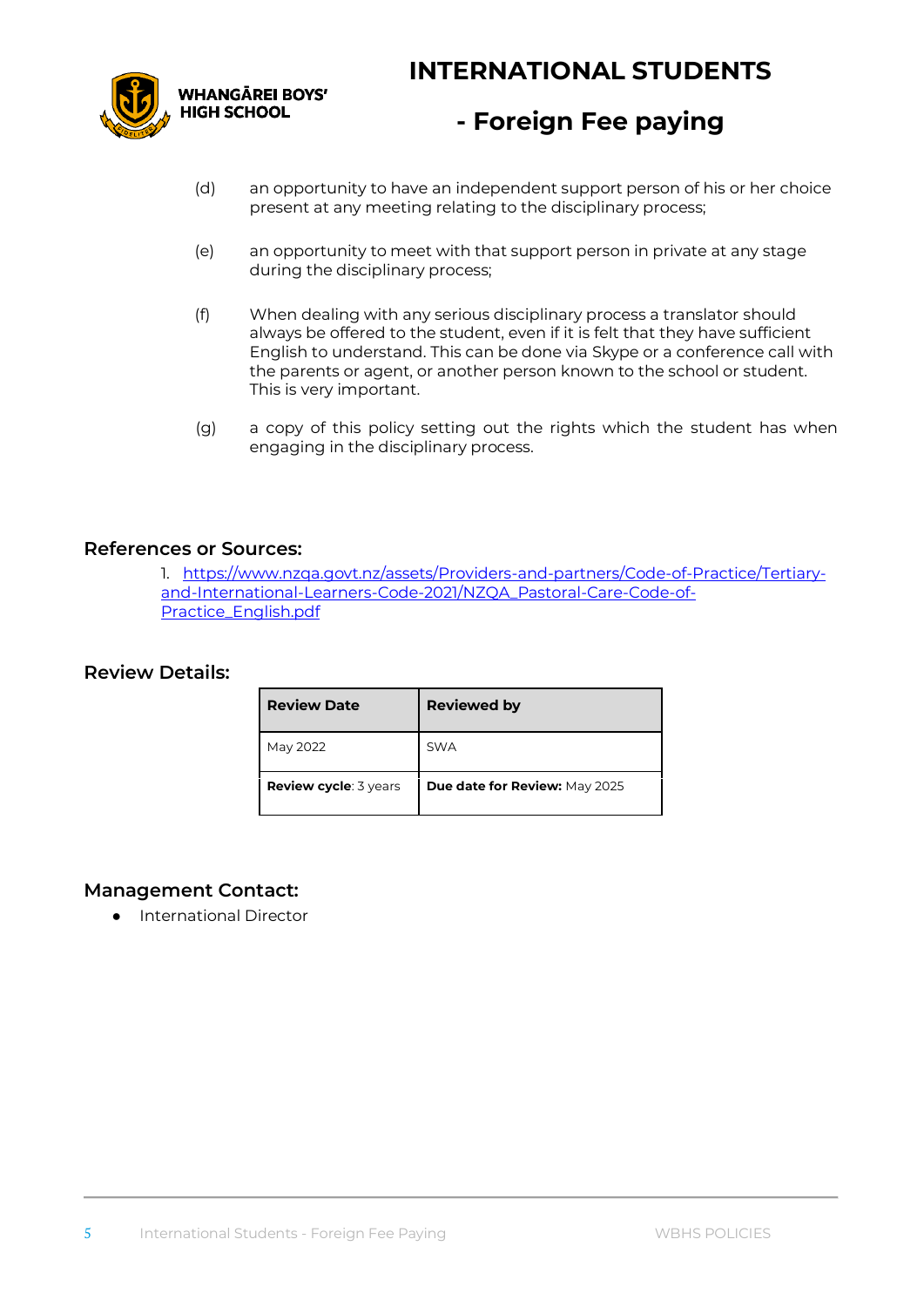(d) an opportunity to have an independent support person of his or her choice present at any meeting relating to the disciplinary process;

(e) an opportunity to meet with that support person in private at any stage during the disciplinary process;

(f) When dealing with any serious disciplinary process a translator should always be offered to the student, even if it is felt that they have sufficient English to understand. This can be done via Skype or a conference call with the parents or agent, or another person known to the school or student. This is very important.

(g) a copy of this policy setting out the rights which the student has when engaging in the disciplinary process.

## References or Sources:

1. [https://www.nzqa.govt.nz/assets/Providers-and-partners/Code-of-Practice/Tertiary-and-International-Learners-Code-2021/NZQA_Pastoral-Care-Code-of-Practice_English.pdf](https://www.nzqa.govt.nz/assets/Providers-and-partners/Code-of-Practice/Tertiary-and-International-Learners-Code-2021/NZQA_Pastoral-Care-Code-of-Practice_English.pdf)

## Review Details:

| **Review Date** | **Reviewed by** |
|---|---|
| May 2022 | SWA |
| **Review cycle**: 3 years | **Due date for Review:** May 2025 |

## Management Contact:

- International Director